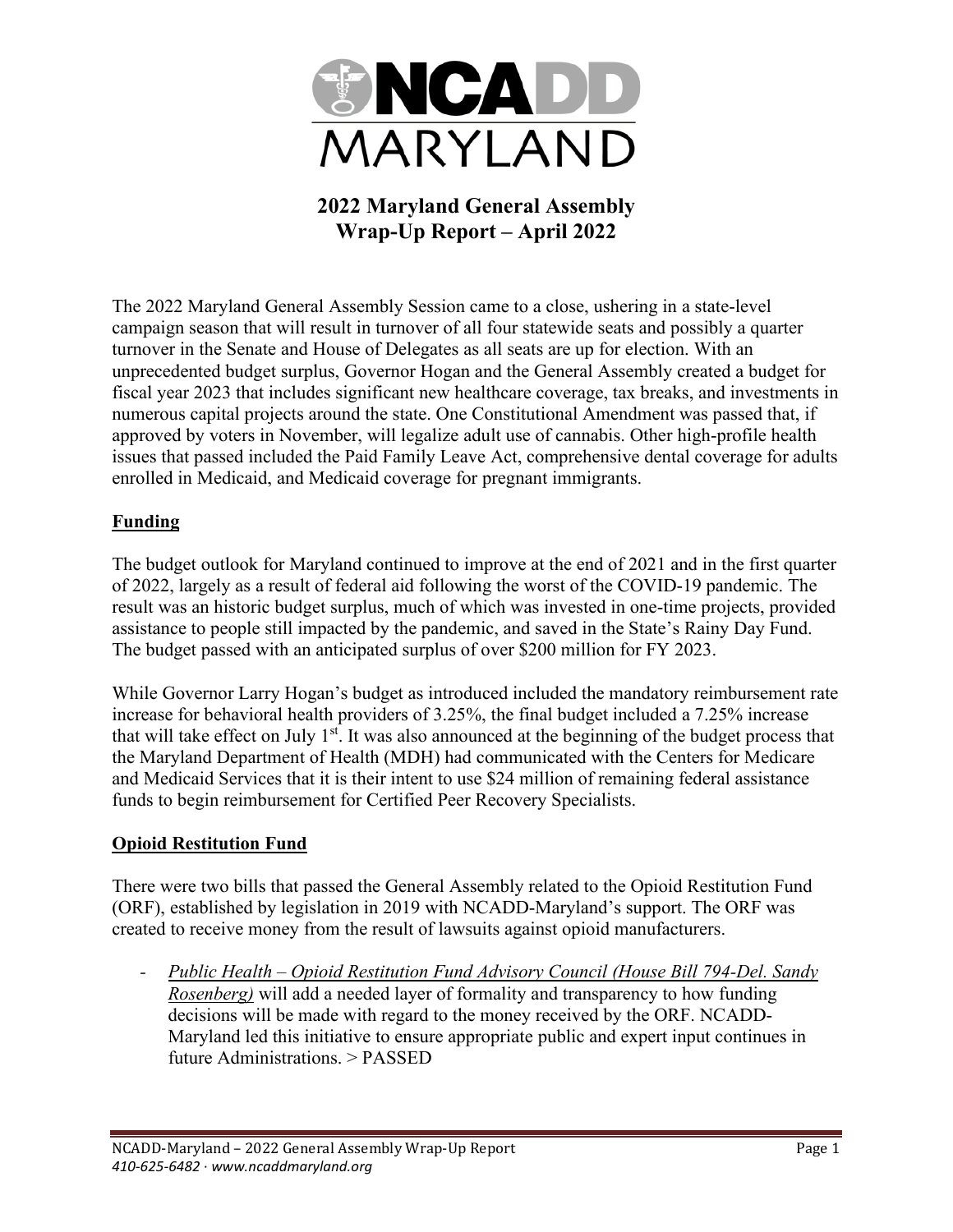# NCADD MARYLAND

## 2022 Maryland General Assembly Wrap-Up Report – April 2022

The 2022 Maryland General Assembly Session came to a close, ushering in a state-level campaign season that will result in turnover of all four statewide seats and possibly a quarter turnover in the Senate and House of Delegates as all seats are up for election. With an unprecedented budget surplus, Governor Hogan and the General Assembly created a budget for fiscal year 2023 that includes significant new healthcare coverage, tax breaks, and investments in numerous capital projects around the state. One Constitutional Amendment was passed that, if approved by voters in November, will legalize adult use of cannabis. Other high-profile health issues that passed included the Paid Family Leave Act, comprehensive dental coverage for adults enrolled in Medicaid, and Medicaid coverage for pregnant immigrants.

### Funding

The budget outlook for Maryland continued to improve at the end of 2021 and in the first quarter of 2022, largely as a result of federal aid following the worst of the COVID-19 pandemic. The result was an historic budget surplus, much of which was invested in one-time projects, provided assistance to people still impacted by the pandemic, and saved in the State's Rainy Day Fund. The budget passed with an anticipated surplus of over $200 million for FY 2023.

While Governor Larry Hogan's budget as introduced included the mandatory reimbursement rate increase for behavioral health providers of 3.25%, the final budget included a 7.25% increase that will take effect on July 1st. It was also announced at the beginning of the budget process that the Maryland Department of Health (MDH) had communicated with the Centers for Medicare and Medicaid Services that it is their intent to use $24 million of remaining federal assistance funds to begin reimbursement for Certified Peer Recovery Specialists.

### Opioid Restitution Fund

There were two bills that passed the General Assembly related to the Opioid Restitution Fund (ORF), established by legislation in 2019 with NCADD-Maryland's support. The ORF was created to receive money from the result of lawsuits against opioid manufacturers.

- *Public Health – Opioid Restitution Fund Advisory Council (House Bill 794-Del. Sandy Rosenberg)* will add a needed layer of formality and transparency to how funding decisions will be made with regard to the money received by the ORF. NCADD-Maryland led this initiative to ensure appropriate public and expert input continues in future Administrations. > PASSED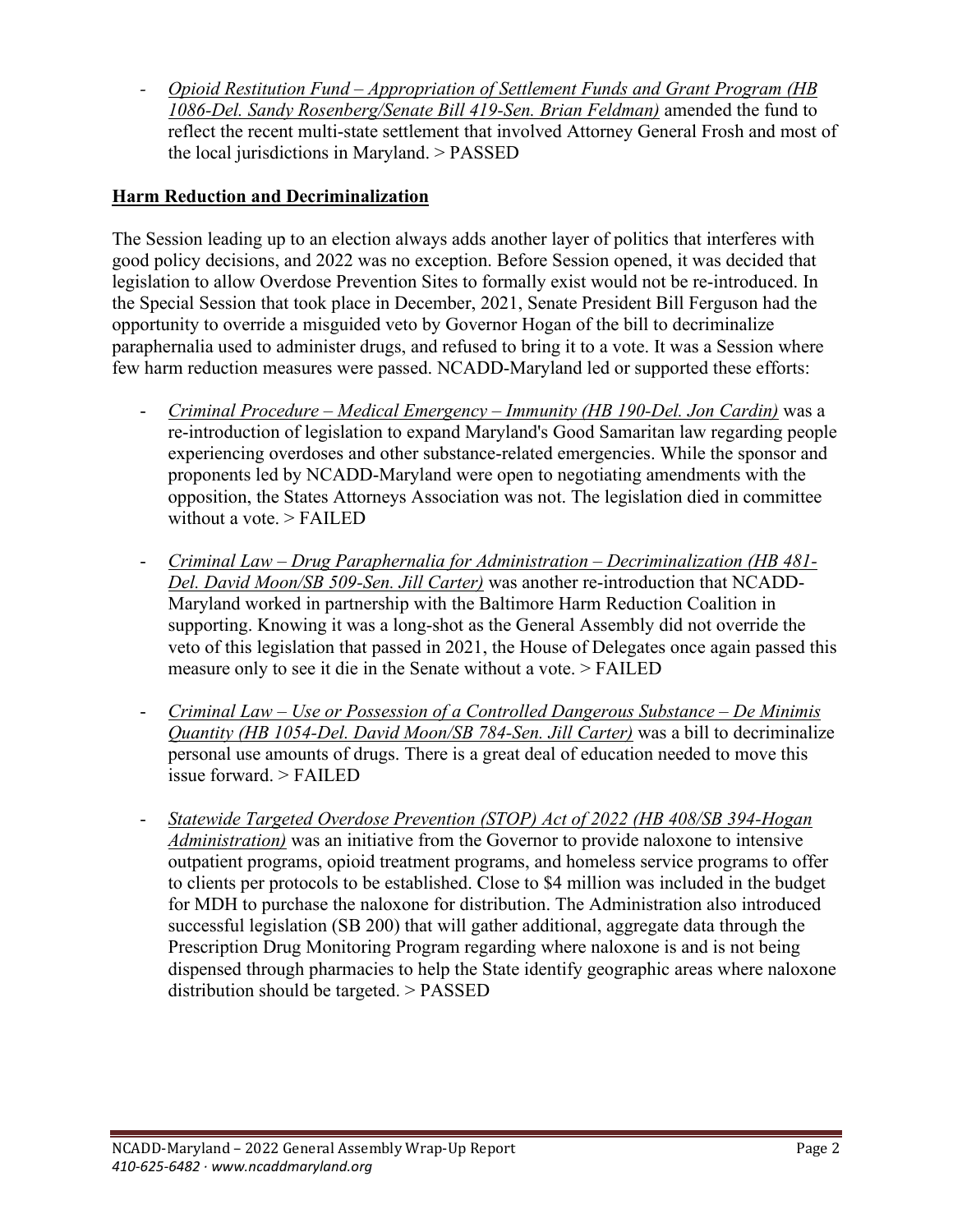- *Opioid Restitution Fund – Appropriation of Settlement Funds and Grant Program (HB 1086-Del. Sandy Rosenberg/Senate Bill 419-Sen. Brian Feldman)* amended the fund to reflect the recent multi-state settlement that involved Attorney General Frosh and most of the local jurisdictions in Maryland. > PASSED

## Harm Reduction and Decriminalization

The Session leading up to an election always adds another layer of politics that interferes with good policy decisions, and 2022 was no exception. Before Session opened, it was decided that legislation to allow Overdose Prevention Sites to formally exist would not be re-introduced. In the Special Session that took place in December, 2021, Senate President Bill Ferguson had the opportunity to override a misguided veto by Governor Hogan of the bill to decriminalize paraphernalia used to administer drugs, and refused to bring it to a vote. It was a Session where few harm reduction measures were passed. NCADD-Maryland led or supported these efforts:

- *Criminal Procedure – Medical Emergency – Immunity (HB 190-Del. Jon Cardin)* was a re-introduction of legislation to expand Maryland's Good Samaritan law regarding people experiencing overdoses and other substance-related emergencies. While the sponsor and proponents led by NCADD-Maryland were open to negotiating amendments with the opposition, the States Attorneys Association was not. The legislation died in committee without a vote. > FAILED

- *Criminal Law – Drug Paraphernalia for Administration – Decriminalization (HB 481-Del. David Moon/SB 509-Sen. Jill Carter)* was another re-introduction that NCADD-Maryland worked in partnership with the Baltimore Harm Reduction Coalition in supporting. Knowing it was a long-shot as the General Assembly did not override the veto of this legislation that passed in 2021, the House of Delegates once again passed this measure only to see it die in the Senate without a vote. > FAILED

- *Criminal Law – Use or Possession of a Controlled Dangerous Substance – De Minimis Quantity (HB 1054-Del. David Moon/SB 784-Sen. Jill Carter)* was a bill to decriminalize personal use amounts of drugs. There is a great deal of education needed to move this issue forward. > FAILED

- *Statewide Targeted Overdose Prevention (STOP) Act of 2022 (HB 408/SB 394-Hogan Administration)* was an initiative from the Governor to provide naloxone to intensive outpatient programs, opioid treatment programs, and homeless service programs to offer to clients per protocols to be established. Close to $4 million was included in the budget for MDH to purchase the naloxone for distribution. The Administration also introduced successful legislation (SB 200) that will gather additional, aggregate data through the Prescription Drug Monitoring Program regarding where naloxone is and is not being dispensed through pharmacies to help the State identify geographic areas where naloxone distribution should be targeted. > PASSED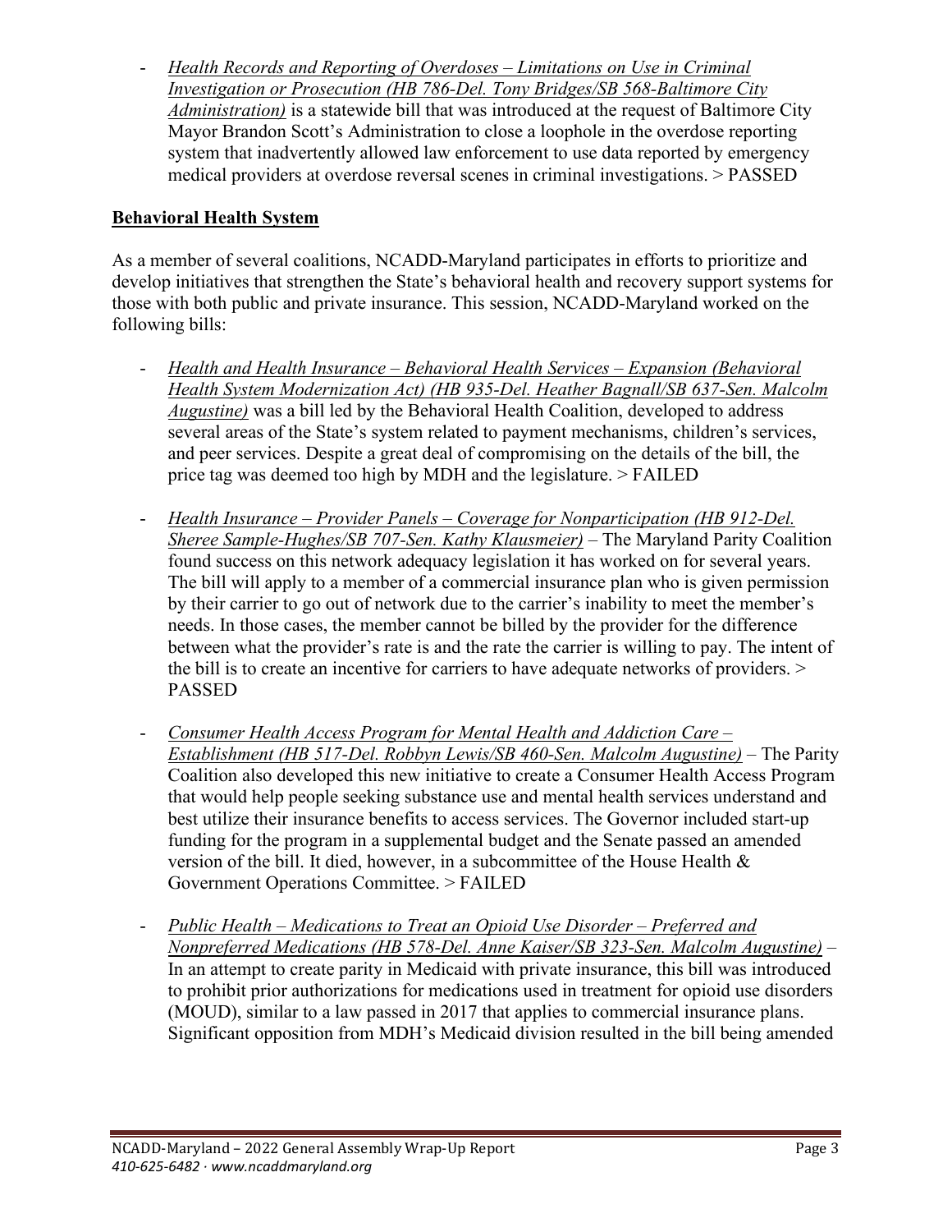- *Health Records and Reporting of Overdoses – Limitations on Use in Criminal Investigation or Prosecution (HB 786-Del. Tony Bridges/SB 568-Baltimore City Administration)* is a statewide bill that was introduced at the request of Baltimore City Mayor Brandon Scott's Administration to close a loophole in the overdose reporting system that inadvertently allowed law enforcement to use data reported by emergency medical providers at overdose reversal scenes in criminal investigations. > PASSED

**Behavioral Health System**

As a member of several coalitions, NCADD-Maryland participates in efforts to prioritize and develop initiatives that strengthen the State's behavioral health and recovery support systems for those with both public and private insurance. This session, NCADD-Maryland worked on the following bills:

- *Health and Health Insurance – Behavioral Health Services – Expansion (Behavioral Health System Modernization Act) (HB 935-Del. Heather Bagnall/SB 637-Sen. Malcolm Augustine)* was a bill led by the Behavioral Health Coalition, developed to address several areas of the State's system related to payment mechanisms, children's services, and peer services. Despite a great deal of compromising on the details of the bill, the price tag was deemed too high by MDH and the legislature. > FAILED

- *Health Insurance – Provider Panels – Coverage for Nonparticipation (HB 912-Del. Sheree Sample-Hughes/SB 707-Sen. Kathy Klausmeier)* – The Maryland Parity Coalition found success on this network adequacy legislation it has worked on for several years. The bill will apply to a member of a commercial insurance plan who is given permission by their carrier to go out of network due to the carrier's inability to meet the member's needs. In those cases, the member cannot be billed by the provider for the difference between what the provider's rate is and the rate the carrier is willing to pay. The intent of the bill is to create an incentive for carriers to have adequate networks of providers. > PASSED

- *Consumer Health Access Program for Mental Health and Addiction Care – Establishment (HB 517-Del. Robbyn Lewis/SB 460-Sen. Malcolm Augustine)* – The Parity Coalition also developed this new initiative to create a Consumer Health Access Program that would help people seeking substance use and mental health services understand and best utilize their insurance benefits to access services. The Governor included start-up funding for the program in a supplemental budget and the Senate passed an amended version of the bill. It died, however, in a subcommittee of the House Health & Government Operations Committee. > FAILED

- *Public Health – Medications to Treat an Opioid Use Disorder – Preferred and Nonpreferred Medications (HB 578-Del. Anne Kaiser/SB 323-Sen. Malcolm Augustine)* – In an attempt to create parity in Medicaid with private insurance, this bill was introduced to prohibit prior authorizations for medications used in treatment for opioid use disorders (MOUD), similar to a law passed in 2017 that applies to commercial insurance plans. Significant opposition from MDH's Medicaid division resulted in the bill being amended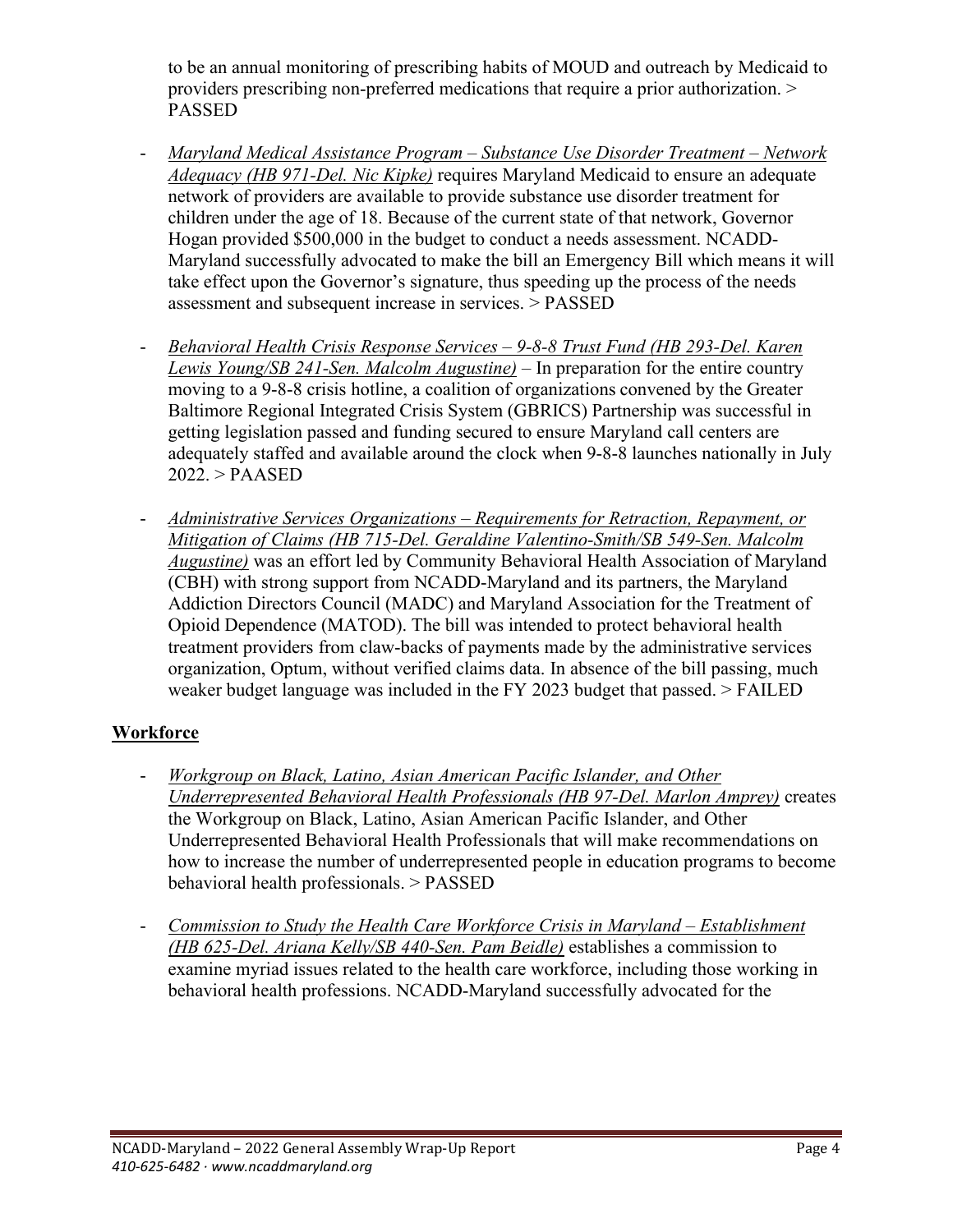to be an annual monitoring of prescribing habits of MOUD and outreach by Medicaid to providers prescribing non-preferred medications that require a prior authorization. > PASSED

- *Maryland Medical Assistance Program – Substance Use Disorder Treatment – Network Adequacy (HB 971-Del. Nic Kipke)* requires Maryland Medicaid to ensure an adequate network of providers are available to provide substance use disorder treatment for children under the age of 18. Because of the current state of that network, Governor Hogan provided $500,000 in the budget to conduct a needs assessment. NCADD-Maryland successfully advocated to make the bill an Emergency Bill which means it will take effect upon the Governor's signature, thus speeding up the process of the needs assessment and subsequent increase in services. > PASSED

- *Behavioral Health Crisis Response Services – 9-8-8 Trust Fund (HB 293-Del. Karen Lewis Young/SB 241-Sen. Malcolm Augustine)* – In preparation for the entire country moving to a 9-8-8 crisis hotline, a coalition of organizations convened by the Greater Baltimore Regional Integrated Crisis System (GBRICS) Partnership was successful in getting legislation passed and funding secured to ensure Maryland call centers are adequately staffed and available around the clock when 9-8-8 launches nationally in July 2022. > PAASED

- *Administrative Services Organizations – Requirements for Retraction, Repayment, or Mitigation of Claims (HB 715-Del. Geraldine Valentino-Smith/SB 549-Sen. Malcolm Augustine)* was an effort led by Community Behavioral Health Association of Maryland (CBH) with strong support from NCADD-Maryland and its partners, the Maryland Addiction Directors Council (MADC) and Maryland Association for the Treatment of Opioid Dependence (MATOD). The bill was intended to protect behavioral health treatment providers from claw-backs of payments made by the administrative services organization, Optum, without verified claims data. In absence of the bill passing, much weaker budget language was included in the FY 2023 budget that passed. > FAILED

## Workforce

- *Workgroup on Black, Latino, Asian American Pacific Islander, and Other Underrepresented Behavioral Health Professionals (HB 97-Del. Marlon Amprey)* creates the Workgroup on Black, Latino, Asian American Pacific Islander, and Other Underrepresented Behavioral Health Professionals that will make recommendations on how to increase the number of underrepresented people in education programs to become behavioral health professionals. > PASSED

- *Commission to Study the Health Care Workforce Crisis in Maryland – Establishment (HB 625-Del. Ariana Kelly/SB 440-Sen. Pam Beidle)* establishes a commission to examine myriad issues related to the health care workforce, including those working in behavioral health professions. NCADD-Maryland successfully advocated for the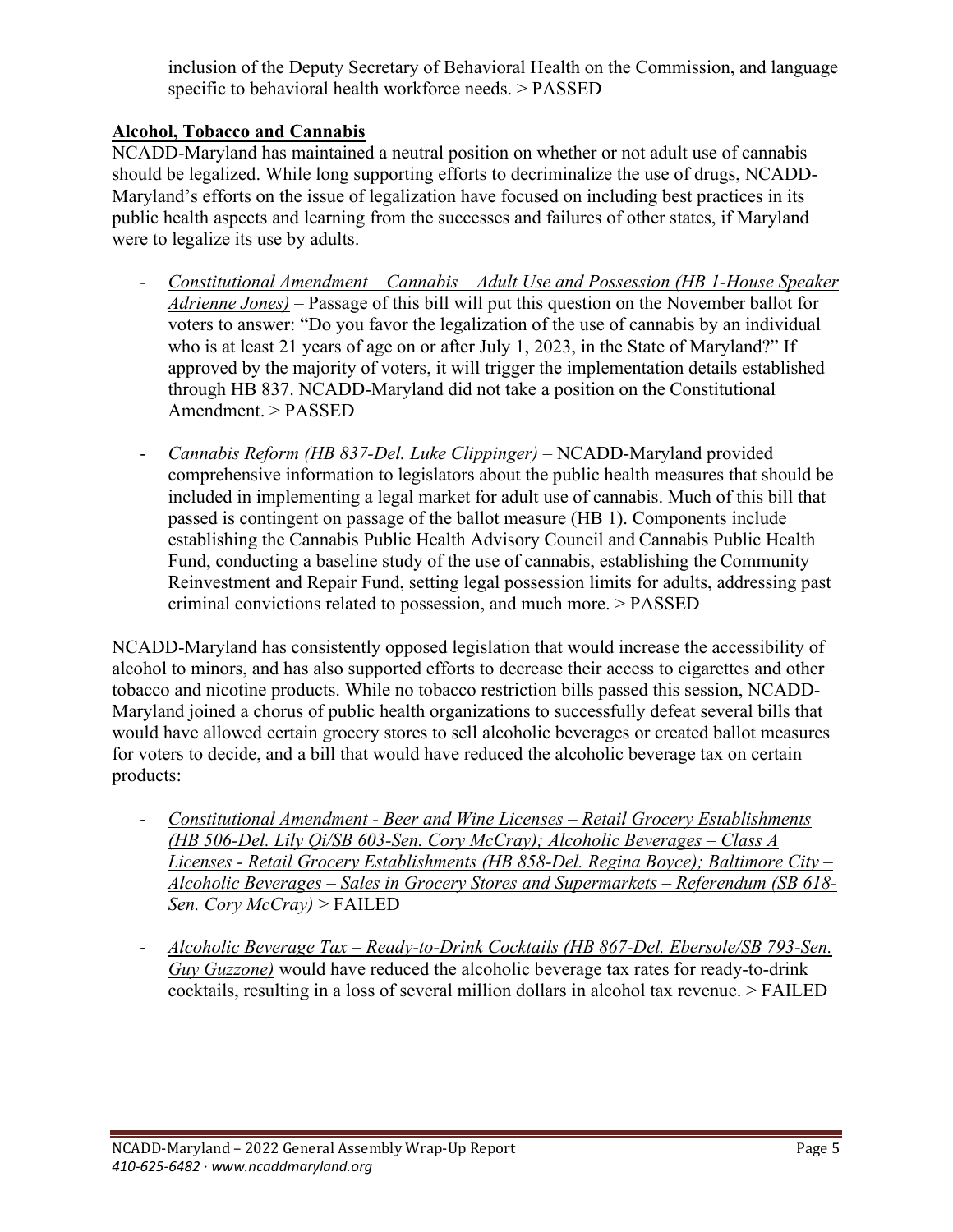inclusion of the Deputy Secretary of Behavioral Health on the Commission, and language specific to behavioral health workforce needs. > PASSED

## Alcohol, Tobacco and Cannabis

NCADD-Maryland has maintained a neutral position on whether or not adult use of cannabis should be legalized. While long supporting efforts to decriminalize the use of drugs, NCADD-Maryland's efforts on the issue of legalization have focused on including best practices in its public health aspects and learning from the successes and failures of other states, if Maryland were to legalize its use by adults.

- *Constitutional Amendment – Cannabis – Adult Use and Possession (HB 1-House Speaker Adrienne Jones)* – Passage of this bill will put this question on the November ballot for voters to answer: "Do you favor the legalization of the use of cannabis by an individual who is at least 21 years of age on or after July 1, 2023, in the State of Maryland?" If approved by the majority of voters, it will trigger the implementation details established through HB 837. NCADD-Maryland did not take a position on the Constitutional Amendment. > PASSED

- *Cannabis Reform (HB 837-Del. Luke Clippinger)* – NCADD-Maryland provided comprehensive information to legislators about the public health measures that should be included in implementing a legal market for adult use of cannabis. Much of this bill that passed is contingent on passage of the ballot measure (HB 1). Components include establishing the Cannabis Public Health Advisory Council and Cannabis Public Health Fund, conducting a baseline study of the use of cannabis, establishing the Community Reinvestment and Repair Fund, setting legal possession limits for adults, addressing past criminal convictions related to possession, and much more. > PASSED

NCADD-Maryland has consistently opposed legislation that would increase the accessibility of alcohol to minors, and has also supported efforts to decrease their access to cigarettes and other tobacco and nicotine products. While no tobacco restriction bills passed this session, NCADD-Maryland joined a chorus of public health organizations to successfully defeat several bills that would have allowed certain grocery stores to sell alcoholic beverages or created ballot measures for voters to decide, and a bill that would have reduced the alcoholic beverage tax on certain products:

- *Constitutional Amendment - Beer and Wine Licenses – Retail Grocery Establishments (HB 506-Del. Lily Qi/SB 603-Sen. Cory McCray); Alcoholic Beverages – Class A Licenses - Retail Grocery Establishments (HB 858-Del. Regina Boyce); Baltimore City – Alcoholic Beverages – Sales in Grocery Stores and Supermarkets – Referendum (SB 618-Sen. Cory McCray)* > FAILED

- *Alcoholic Beverage Tax – Ready-to-Drink Cocktails (HB 867-Del. Ebersole/SB 793-Sen. Guy Guzzone)* would have reduced the alcoholic beverage tax rates for ready-to-drink cocktails, resulting in a loss of several million dollars in alcohol tax revenue. > FAILED